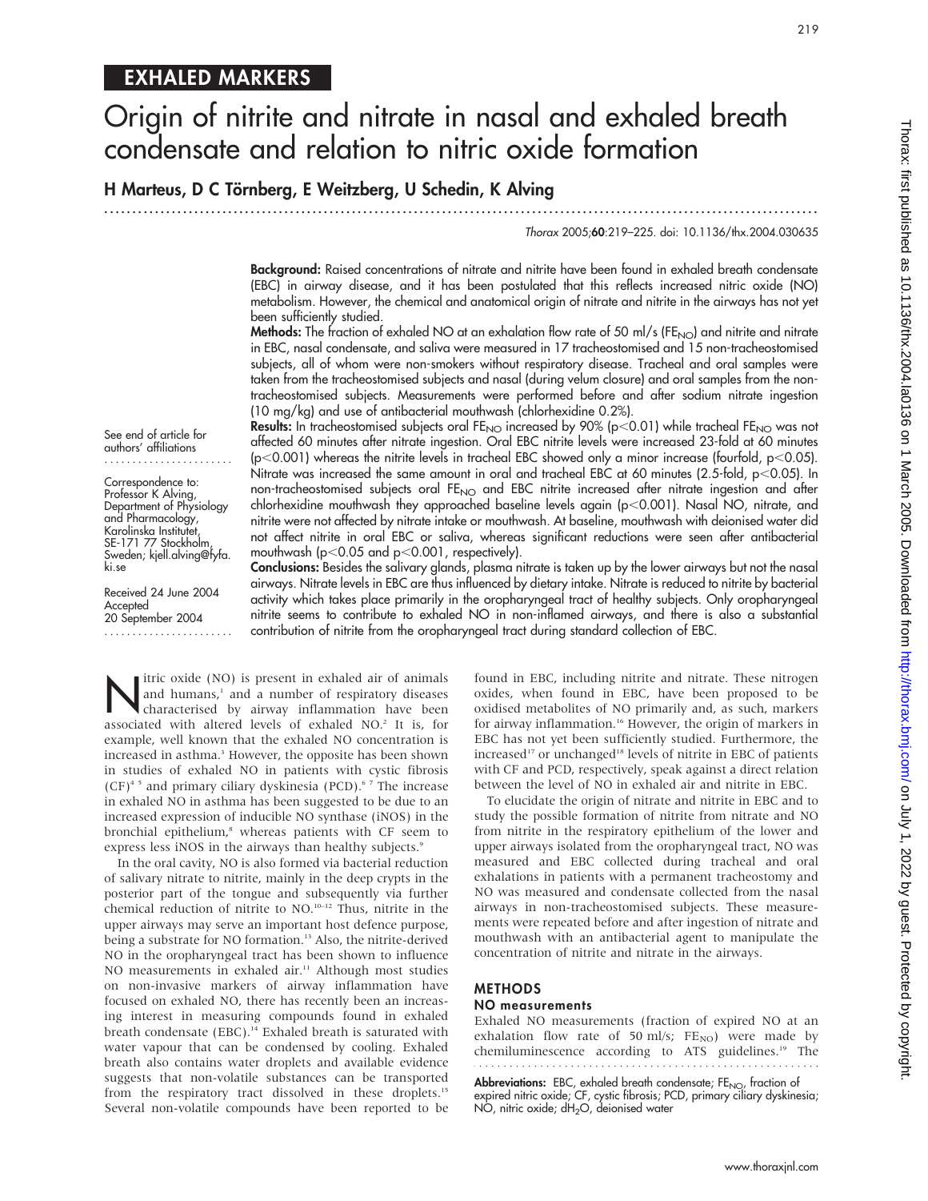# EXHALED MARKERS

# Origin of nitrite and nitrate in nasal and exhaled breath condensate and relation to nitric oxide formation

**H Marteus, D C Törnberg, E Weitzberg, U Schedin, K Alving**

*Thorax* 2005;**60**:219–225. doi: 10.1136/thx.2004.030635

See end of article for authors' affiliations

Correspondence to: Professor K Alving, Department of Physiology and Pharmacology, Karolinska Institutet, SE-171 77 Stockholm, Sweden; kjell.alving@fyfa.ki.se

Received 24 June 2004
Accepted 20 September 2004

**Background:** Raised concentrations of nitrate and nitrite have been found in exhaled breath condensate (EBC) in airway disease, and it has been postulated that this reflects increased nitric oxide (NO) metabolism. However, the chemical and anatomical origin of nitrate and nitrite in the airways has not yet been sufficiently studied.

**Methods:** The fraction of exhaled NO at an exhalation flow rate of 50 ml/s ($FE_{NO}$) and nitrite and nitrate in EBC, nasal condensate, and saliva were measured in 17 tracheostomised and 15 non-tracheostomised subjects, all of whom were non-smokers without respiratory disease. Tracheal and oral samples were taken from the tracheostomised subjects and nasal (during velum closure) and oral samples from the non-tracheostomised subjects. Measurements were performed before and after sodium nitrate ingestion (10 mg/kg) and use of antibacterial mouthwash (chlorhexidine 0.2%).

**Results:** In tracheostomised subjects oral $FE_{NO}$ increased by 90% ($p<0.01$) while tracheal $FE_{NO}$ was not affected 60 minutes after nitrate ingestion. Oral EBC nitrite levels were increased 23-fold at 60 minutes ($p<0.001$) whereas the nitrite levels in tracheal EBC showed only a minor increase (fourfold, $p<0.05$). Nitrate was increased the same amount in oral and tracheal EBC at 60 minutes (2.5-fold, $p<0.05$). In non-tracheostomised subjects oral $FE_{NO}$ and EBC nitrite increased after nitrate ingestion and after chlorhexidine mouthwash they approached baseline levels again ($p<0.001$). Nasal NO, nitrate, and nitrite were not affected by nitrate intake or mouthwash. At baseline, mouthwash with deionised water did not affect nitrite in oral EBC or saliva, whereas significant reductions were seen after antibacterial mouthwash ($p<0.05$ and $p<0.001$, respectively).

**Conclusions:** Besides the salivary glands, plasma nitrate is taken up by the lower airways but not the nasal airways. Nitrate levels in EBC are thus influenced by dietary intake. Nitrate is reduced to nitrite by bacterial activity which takes place primarily in the oropharyngeal tract of healthy subjects. Only oropharyngeal nitrite seems to contribute to exhaled NO in non-inflamed airways, and there is also a substantial contribution of nitrite from the oropharyngeal tract during standard collection of EBC.

Nitric oxide (NO) is present in exhaled air of animals and humans,[1] and a number of respiratory diseases characterised by airway inflammation have been associated with altered levels of exhaled NO.[2] It is, for example, well known that the exhaled NO concentration is increased in asthma.[3] However, the opposite has been shown in studies of exhaled NO in patients with cystic fibrosis (CF)[4 5] and primary ciliary dyskinesia (PCD).[6 7] The increase in exhaled NO in asthma has been suggested to be due to an increased expression of inducible NO synthase (iNOS) in the bronchial epithelium,[8] whereas patients with CF seem to express less iNOS in the airways than healthy subjects.[9]

In the oral cavity, NO is also formed via bacterial reduction of salivary nitrate to nitrite, mainly in the deep crypts in the posterior part of the tongue and subsequently via further chemical reduction of nitrite to NO.[10–12] Thus, nitrite in the upper airways may serve an important host defence purpose, being a substrate for NO formation.[13] Also, the nitrite-derived NO in the oropharyngeal tract has been shown to influence NO measurements in exhaled air.[11] Although most studies on non-invasive markers of airway inflammation have focused on exhaled NO, there has recently been an increasing interest in measuring compounds found in exhaled breath condensate (EBC).[14] Exhaled breath is saturated with water vapour that can be condensed by cooling. Exhaled breath also contains water droplets and available evidence suggests that non-volatile substances can be transported from the respiratory tract dissolved in these droplets.[15] Several non-volatile compounds have been reported to be found in EBC, including nitrite and nitrate. These nitrogen oxides, when found in EBC, have been proposed to be oxidised metabolites of NO primarily and, as such, markers for airway inflammation.[16] However, the origin of markers in EBC has not yet been sufficiently studied. Furthermore, the increased[17] or unchanged[18] levels of nitrite in EBC of patients with CF and PCD, respectively, speak against a direct relation between the level of NO in exhaled air and nitrite in EBC.

To elucidate the origin of nitrate and nitrite in EBC and to study the possible formation of nitrite from nitrate and NO from nitrite in the respiratory epithelium of the lower and upper airways isolated from the oropharyngeal tract, NO was measured and EBC collected during tracheal and oral exhalations in patients with a permanent tracheostomy and NO was measured and condensate collected from the nasal airways in non-tracheostomised subjects. These measurements were repeated before and after ingestion of nitrate and mouthwash with an antibacterial agent to manipulate the concentration of nitrite and nitrate in the airways.

## METHODS

### NO measurements

Exhaled NO measurements (fraction of expired NO at an exhalation flow rate of 50 ml/s; $FE_{NO}$) were made by chemiluminescence according to ATS guidelines.[19] The

**Abbreviations:** EBC, exhaled breath condensate; $FE_{NO}$, fraction of expired nitric oxide; CF, cystic fibrosis; PCD, primary ciliary dyskinesia; NO, nitric oxide; $dH_2O$, deionised water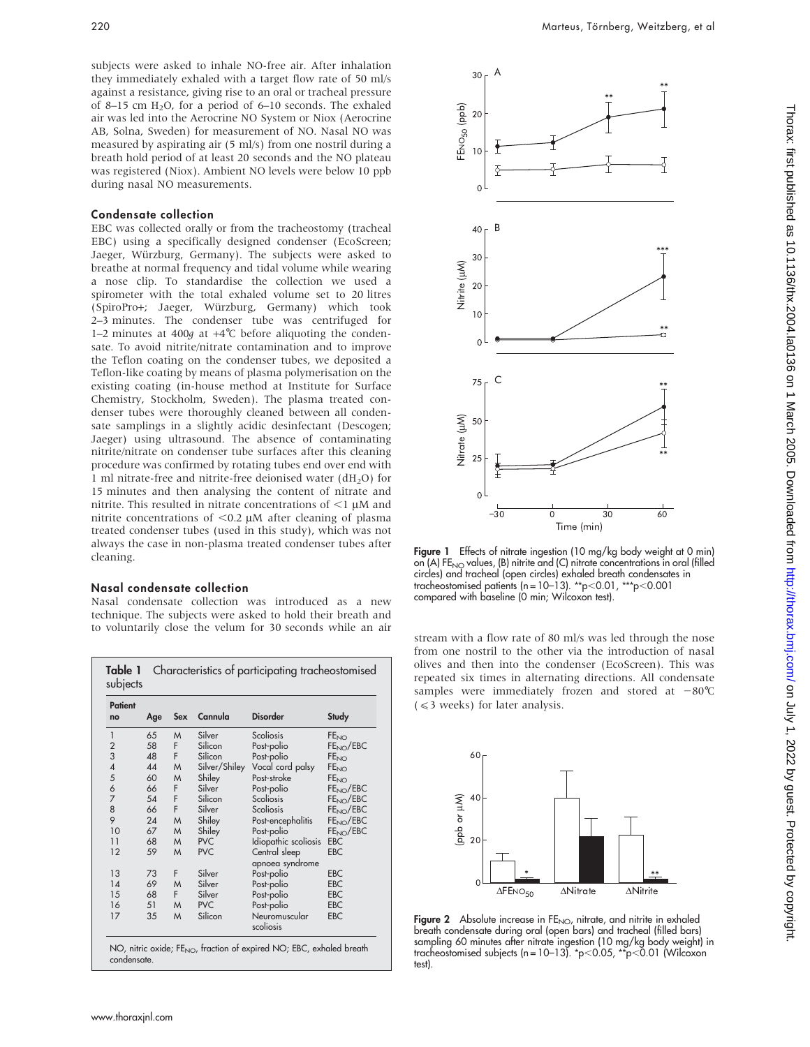subjects were asked to inhale NO-free air. After inhalation they immediately exhaled with a target flow rate of 50 ml/s against a resistance, giving rise to an oral or tracheal pressure of 8–15 cm $H_2O$, for a period of 6–10 seconds. The exhaled air was led into the Aerocrine NO System or Niox (Aerocrine AB, Solna, Sweden) for measurement of NO. Nasal NO was measured by aspirating air (5 ml/s) from one nostril during a breath hold period of at least 20 seconds and the NO plateau was registered (Niox). Ambient NO levels were below 10 ppb during nasal NO measurements.

### Condensate collection

EBC was collected orally or from the tracheostomy (tracheal EBC) using a specifically designed condenser (EcoScreen; Jaeger, Würzburg, Germany). The subjects were asked to breathe at normal frequency and tidal volume while wearing a nose clip. To standardise the collection we used a spirometer with the total exhaled volume set to 20 litres (SpiroPro+; Jaeger, Würzburg, Germany) which took 2–3 minutes. The condenser tube was centrifuged for 1–2 minutes at 400*g* at +4°C before aliquoting the condensate. To avoid nitrite/nitrate contamination and to improve the Teflon coating on the condenser tubes, we deposited a Teflon-like coating by means of plasma polymerisation on the existing coating (in-house method at Institute for Surface Chemistry, Stockholm, Sweden). The plasma treated condenser tubes were thoroughly cleaned between all condensate samplings in a slightly acidic desinfectant (Descogen; Jaeger) using ultrasound. The absence of contaminating nitrite/nitrate on condenser tube surfaces after this cleaning procedure was confirmed by rotating tubes end over end with 1 ml nitrate-free and nitrite-free deionised water ($dH_2O$) for 15 minutes and then analysing the content of nitrate and nitrite. This resulted in nitrate concentrations of <1 μM and nitrite concentrations of <0.2 μM after cleaning of plasma treated condenser tubes (used in this study), which was not always the case in non-plasma treated condenser tubes after cleaning.

### Nasal condensate collection

Nasal condensate collection was introduced as a new technique. The subjects were asked to hold their breath and to voluntarily close the velum for 30 seconds while an air stream with a flow rate of 80 ml/s was led through the nose from one nostril to the other via the introduction of nasal olives and then into the condenser (EcoScreen). This was repeated six times in alternating directions. All condensate samples were immediately frozen and stored at −80°C (≤3 weeks) for later analysis.

**Table 1** Characteristics of participating tracheostomised subjects

| Patient no | Age | Sex | Cannula | Disorder | Study |
|---|---|---|---|---|---|
| 1 | 65 | M | Silver | Scoliosis | $FE_{NO}$ |
| 2 | 58 | F | Silicon | Post-polio | $FE_{NO}$/EBC |
| 3 | 48 | F | Silicon | Post-polio | $FE_{NO}$ |
| 4 | 44 | M | Silver/Shiley | Vocal cord palsy | $FE_{NO}$ |
| 5 | 60 | M | Shiley | Post-stroke | $FE_{NO}$ |
| 6 | 66 | F | Silver | Post-polio | $FE_{NO}$/EBC |
| 7 | 54 | F | Silicon | Scoliosis | $FE_{NO}$/EBC |
| 8 | 66 | F | Silver | Scoliosis | $FE_{NO}$/EBC |
| 9 | 24 | M | Shiley | Post-encephalitis | $FE_{NO}$/EBC |
| 10 | 67 | M | Shiley | Post-polio | $FE_{NO}$/EBC |
| 11 | 68 | M | PVC | Idiopathic scoliosis | EBC |
| 12 | 59 | M | PVC | Central sleep apnoea syndrome | EBC |
| 13 | 73 | F | Silver | Post-polio | EBC |
| 14 | 69 | M | Silver | Post-polio | EBC |
| 15 | 68 | F | Silver | Post-polio | EBC |
| 16 | 51 | M | PVC | Post-polio | EBC |
| 17 | 35 | M | Silicon | Neuromuscular scoliosis | EBC |

NO, nitric oxide; $FE_{NO}$, fraction of expired NO; EBC, exhaled breath condensate.

**Figure 1** Effects of nitrate ingestion (10 mg/kg body weight at 0 min) on (A) $FE_{NO}$ values, (B) nitrite and (C) nitrate concentrations in oral (filled circles) and tracheal (open circles) exhaled breath condensates in tracheostomised patients (n = 10–13). **$p<0.01$, ***$p<0.001$ compared with baseline (0 min; Wilcoxon test).

**Figure 2** Absolute increase in $FE_{NO}$, nitrate, and nitrite in exhaled breath condensate during oral (open bars) and tracheal (filled bars) sampling 60 minutes after nitrate ingestion (10 mg/kg body weight) in tracheostomised subjects (n = 10–13). *$p<0.05$, **$p<0.01$ (Wilcoxon test).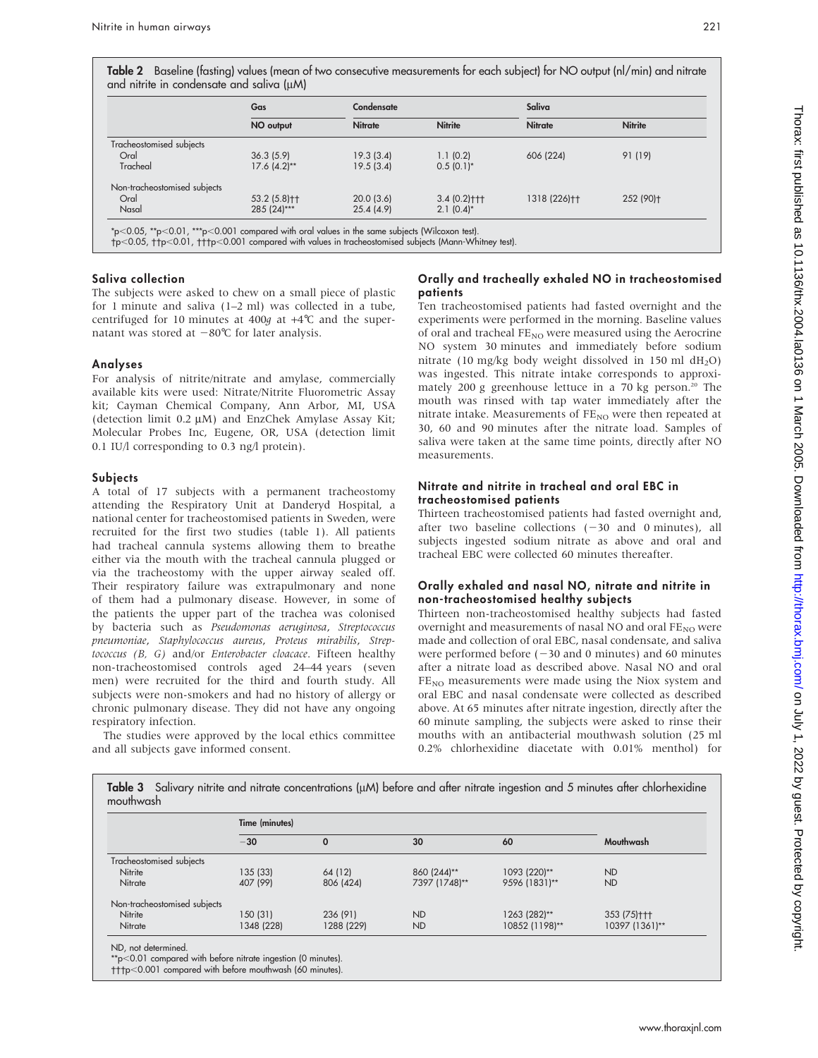**Table 2** Baseline (fasting) values (mean of two consecutive measurements for each subject) for NO output (nl/min) and nitrate and nitrite in condensate and saliva (μM)

| | Gas | Condensate | | Saliva | |
|---|---|---|---|---|---|
| | NO output | Nitrate | Nitrite | Nitrate | Nitrite |
| Tracheostomised subjects | | | | | |
| Oral | 36.3 (5.9) | 19.3 (3.4) | 1.1 (0.2) | 606 (224) | 91 (19) |
| Tracheal | 17.6 (4.2)** | 19.5 (3.4) | 0.5 (0.1)* | | |
| Non-tracheostomised subjects | | | | | |
| Oral | 53.2 (5.8)†† | 20.0 (3.6) | 3.4 (0.2)††† | 1318 (226)†† | 252 (90)† |
| Nasal | 285 (24)*** | 25.4 (4.9) | 2.1 (0.4)* | | |

*$p<0.05$, **$p<0.01$, ***$p<0.001$ compared with oral values in the same subjects (Wilcoxon test).
†$p<0.05$, ††$p<0.01$, †††$p<0.001$ compared with values in tracheostomised subjects (Mann-Whitney test).

### Saliva collection

The subjects were asked to chew on a small piece of plastic for 1 minute and saliva (1–2 ml) was collected in a tube, centrifuged for 10 minutes at 400*g* at +4℃ and the supernatant was stored at −80℃ for later analysis.

### Analyses

For analysis of nitrite/nitrate and amylase, commercially available kits were used: Nitrate/Nitrite Fluorometric Assay kit; Cayman Chemical Company, Ann Arbor, MI, USA (detection limit 0.2 μM) and EnzChek Amylase Assay Kit; Molecular Probes Inc, Eugene, OR, USA (detection limit 0.1 IU/l corresponding to 0.3 ng/l protein).

### Subjects

A total of 17 subjects with a permanent tracheostomy attending the Respiratory Unit at Danderyd Hospital, a national center for tracheostomised patients in Sweden, were recruited for the first two studies (table 1). All patients had tracheal cannula systems allowing them to breathe either via the mouth with the tracheal cannula plugged or via the tracheostomy with the upper airway sealed off. Their respiratory failure was extrapulmonary and none of them had a pulmonary disease. However, in some of the patients the upper part of the trachea was colonised by bacteria such as *Pseudomonas aeruginosa*, *Streptococcus pneumoniae*, *Staphylococcus aureus*, *Proteus mirabilis*, *Streptococcus (B, G)* and/or *Enterobacter cloacae*. Fifteen healthy non-tracheostomised controls aged 24–44 years (seven men) were recruited for the third and fourth study. All subjects were non-smokers and had no history of allergy or chronic pulmonary disease. They did not have any ongoing respiratory infection.

The studies were approved by the local ethics committee and all subjects gave informed consent.

### Orally and tracheally exhaled NO in tracheostomised patients

Ten tracheostomised patients had fasted overnight and the experiments were performed in the morning. Baseline values of oral and tracheal $FE_{NO}$ were measured using the Aerocrine NO system 30 minutes and immediately before sodium nitrate (10 mg/kg body weight dissolved in 150 ml $dH_2O$) was ingested. This nitrate intake corresponds to approximately 200 g greenhouse lettuce in a 70 kg person.[20] The mouth was rinsed with tap water immediately after the nitrate intake. Measurements of $FE_{NO}$ were then repeated at 30, 60 and 90 minutes after the nitrate load. Samples of saliva were taken at the same time points, directly after NO measurements.

### Nitrate and nitrite in tracheal and oral EBC in tracheostomised patients

Thirteen tracheostomised patients had fasted overnight and, after two baseline collections (−30 and 0 minutes), all subjects ingested sodium nitrate as above and oral and tracheal EBC were collected 60 minutes thereafter.

### Orally exhaled and nasal NO, nitrate and nitrite in non-tracheostomised healthy subjects

Thirteen non-tracheostomised healthy subjects had fasted overnight and measurements of nasal NO and oral $FE_{NO}$ were made and collection of oral EBC, nasal condensate, and saliva were performed before (−30 and 0 minutes) and 60 minutes after a nitrate load as described above. Nasal NO and oral $FE_{NO}$ measurements were made using the Niox system and oral EBC and nasal condensate were collected as described above. At 65 minutes after nitrate ingestion, directly after the 60 minute sampling, the subjects were asked to rinse their mouths with an antibacterial mouthwash solution (25 ml 0.2% chlorhexidine diacetate with 0.01% menthol) for

**Table 3** Salivary nitrite and nitrate concentrations (μM) before and after nitrate ingestion and 5 minutes after chlorhexidine mouthwash

| | Time (minutes) | | | | |
|---|---|---|---|---|---|
| | −30 | 0 | 30 | 60 | Mouthwash |
| Tracheostomised subjects | | | | | |
| Nitrite | 135 (33) | 64 (12) | 860 (244)** | 1093 (220)** | ND |
| Nitrate | 407 (99) | 806 (424) | 7397 (1748)** | 9596 (1831)** | ND |
| Non-tracheostomised subjects | | | | | |
| Nitrite | 150 (31) | 236 (91) | ND | 1263 (282)** | 353 (75)††† |
| Nitrate | 1348 (228) | 1288 (229) | ND | 10852 (1198)** | 10397 (1361)** |

ND, not determined.
**$p<0.01$ compared with before nitrate ingestion (0 minutes).
†††$p<0.001$ compared with before mouthwash (60 minutes).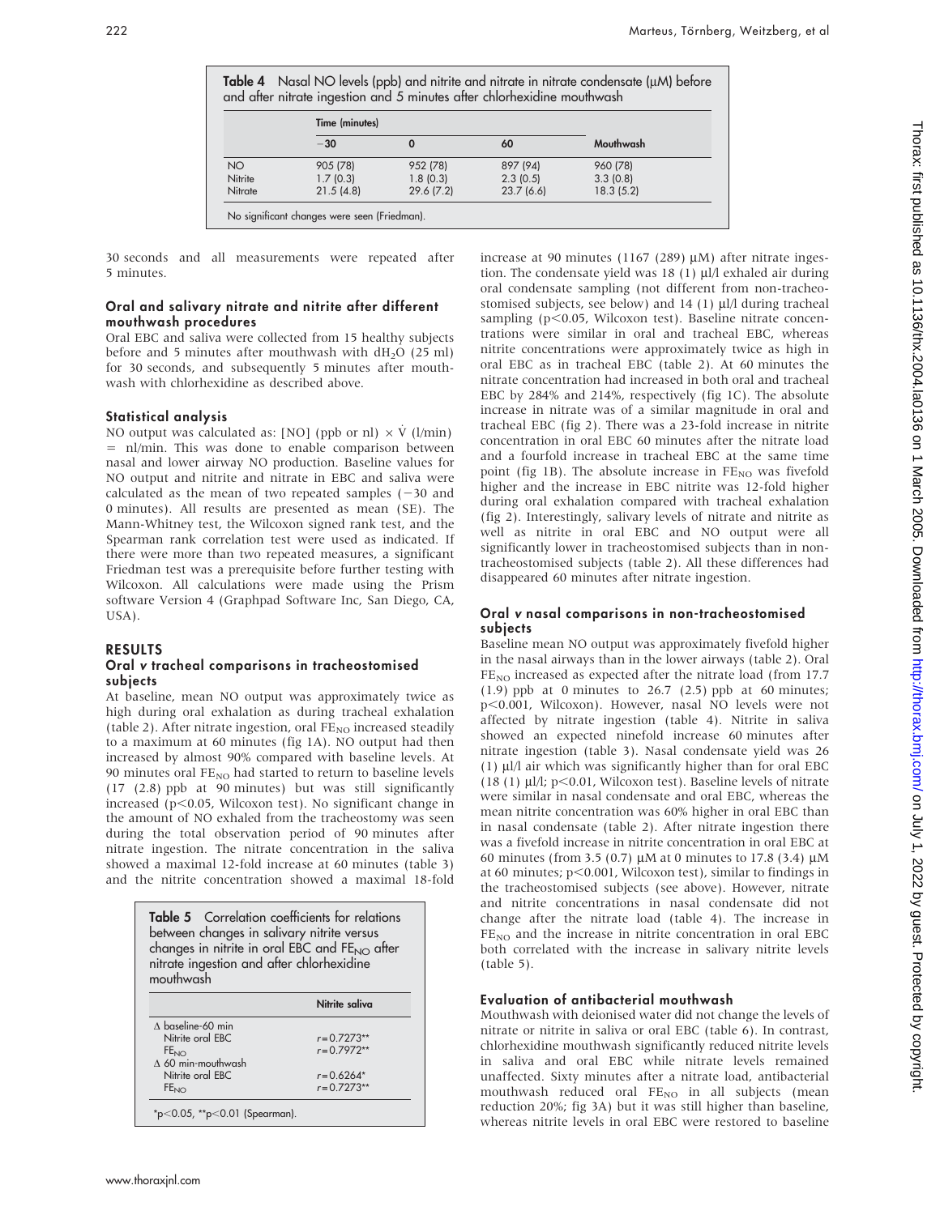**Table 4** Nasal NO levels (ppb) and nitrite and nitrate in nitrate condensate (µM) before and after nitrate ingestion and 5 minutes after chlorhexidine mouthwash

| | Time (minutes) | | | |
|---|---|---|---|---|
| | −30 | 0 | 60 | Mouthwash |
| NO | 905 (78) | 952 (78) | 897 (94) | 960 (78) |
| Nitrite | 1.7 (0.3) | 1.8 (0.3) | 2.3 (0.5) | 3.3 (0.8) |
| Nitrate | 21.5 (4.8) | 29.6 (7.2) | 23.7 (6.6) | 18.3 (5.2) |

No significant changes were seen (Friedman).

30 seconds and all measurements were repeated after 5 minutes.

### Oral and salivary nitrate and nitrite after different mouthwash procedures

Oral EBC and saliva were collected from 15 healthy subjects before and 5 minutes after mouthwash with $dH_2O$ (25 ml) for 30 seconds, and subsequently 5 minutes after mouthwash with chlorhexidine as described above.

### Statistical analysis

NO output was calculated as: [NO] (ppb or nl) × $\dot{V}$ (l/min) = nl/min. This was done to enable comparison between nasal and lower airway NO production. Baseline values for NO output and nitrite and nitrate in EBC and saliva were calculated as the mean of two repeated samples (−30 and 0 minutes). All results are presented as mean (SE). The Mann-Whitney test, the Wilcoxon signed rank test, and the Spearman rank correlation test were used as indicated. If there were more than two repeated measures, a significant Friedman test was a prerequisite before further testing with Wilcoxon. All calculations were made using the Prism software Version 4 (Graphpad Software Inc, San Diego, CA, USA).

## RESULTS

### Oral *v* tracheal comparisons in tracheostomised subjects

At baseline, mean NO output was approximately twice as high during oral exhalation as during tracheal exhalation (table 2). After nitrate ingestion, oral $FE_{NO}$ increased steadily to a maximum at 60 minutes (fig 1A). NO output had then increased by almost 90% compared with baseline levels. At 90 minutes oral $FE_{NO}$ had started to return to baseline levels (17 (2.8) ppb at 90 minutes) but was still significantly increased ($p<0.05$, Wilcoxon test). No significant change in the amount of NO exhaled from the tracheostomy was seen during the total observation period of 90 minutes after nitrate ingestion. The nitrate concentration in the saliva showed a maximal 12-fold increase at 60 minutes (table 3) and the nitrite concentration showed a maximal 18-fold increase at 90 minutes (1167 (289) µM) after nitrate ingestion. The condensate yield was 18 (1) µl/l exhaled air during oral condensate sampling (not different from non-tracheostomised subjects, see below) and 14 (1) µl/l during tracheal sampling ($p<0.05$, Wilcoxon test). Baseline nitrate concentrations were similar in oral and tracheal EBC, whereas nitrite concentrations were approximately twice as high in oral EBC as in tracheal EBC (table 2). At 60 minutes the nitrate concentration had increased in both oral and tracheal EBC by 284% and 214%, respectively (fig 1C). The absolute increase in nitrate was of a similar magnitude in oral and tracheal EBC (fig 2). There was a 23-fold increase in nitrite concentration in oral EBC 60 minutes after the nitrate load and a fourfold increase in tracheal EBC at the same time point (fig 1B). The absolute increase in $FE_{NO}$ was fivefold higher and the increase in EBC nitrite was 12-fold higher during oral exhalation compared with tracheal exhalation (fig 2). Interestingly, salivary levels of nitrate and nitrite as well as nitrite in oral EBC and NO output were all significantly lower in tracheostomised subjects than in non-tracheostomised subjects (table 2). All these differences had disappeared 60 minutes after nitrate ingestion.

**Table 5** Correlation coefficients for relations between changes in salivary nitrite versus changes in nitrite in oral EBC and $FE_{NO}$ after nitrate ingestion and after chlorhexidine mouthwash

| | Nitrite saliva |
|---|---|
| Δ baseline-60 min | |
| Nitrite oral EBC | r = 0.7273** |
| $FE_{NO}$ | r = 0.7972** |
| Δ 60 min-mouthwash | |
| Nitrite oral EBC | r = 0.6264* |
| $FE_{NO}$ | r = 0.7273** |

*$p<0.05$, **$p<0.01$ (Spearman).

### Oral *v* nasal comparisons in non-tracheostomised subjects

Baseline mean NO output was approximately fivefold higher in the nasal airways than in the lower airways (table 2). Oral $FE_{NO}$ increased as expected after the nitrate load (from 17.7 (1.9) ppb at 0 minutes to 26.7 (2.5) ppb at 60 minutes; $p<0.001$, Wilcoxon). However, nasal NO levels were not affected by nitrate ingestion (table 4). Nitrite in saliva showed an expected ninefold increase 60 minutes after nitrate ingestion (table 3). Nasal condensate yield was 26 (1) µl/l air which was significantly higher than for oral EBC (18 (1) µl/l; $p<0.01$, Wilcoxon test). Baseline levels of nitrate were similar in nasal condensate and oral EBC, whereas the mean nitrite concentration was 60% higher in oral EBC than in nasal condensate (table 2). After nitrate ingestion there was a fivefold increase in nitrite concentration in oral EBC at 60 minutes (from 3.5 (0.7) µM at 0 minutes to 17.8 (3.4) µM at 60 minutes; $p<0.001$, Wilcoxon test), similar to findings in the tracheostomised subjects (see above). However, nitrate and nitrite concentrations in nasal condensate did not change after the nitrate load (table 4). The increase in $FE_{NO}$ and the increase in nitrite concentration in oral EBC both correlated with the increase in salivary nitrite levels (table 5).

### Evaluation of antibacterial mouthwash

Mouthwash with deionised water did not change the levels of nitrate or nitrite in saliva or oral EBC (table 6). In contrast, chlorhexidine mouthwash significantly reduced nitrite levels in saliva and oral EBC while nitrate levels remained unaffected. Sixty minutes after a nitrate load, antibacterial mouthwash reduced oral $FE_{NO}$ in all subjects (mean reduction 20%; fig 3A) but it was still higher than baseline, whereas nitrite levels in oral EBC were restored to baseline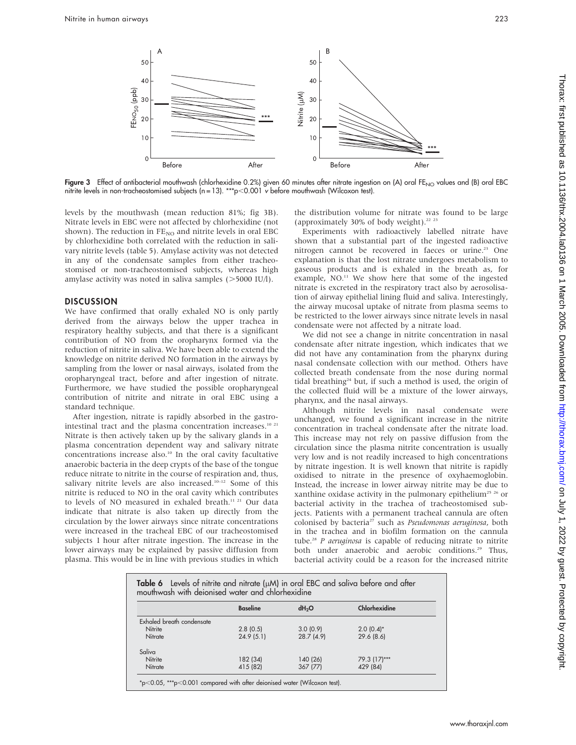Figure 3 Effect of antibacterial mouthwash (chlorhexidine 0.2%) given 60 minutes after nitrate ingestion on (A) oral $FE_{NO}$ values and (B) oral EBC nitrite levels in non-tracheostomised subjects (n = 13). ***p<0.001 v before mouthwash (Wilcoxon test).

levels by the mouthwash (mean reduction 81%; fig 3B). Nitrate levels in EBC were not affected by chlorhexidine (not shown). The reduction in $FE_{NO}$ and nitrite levels in oral EBC by chlorhexidine both correlated with the reduction in salivary nitrite levels (table 5). Amylase activity was not detected in any of the condensate samples from either tracheostomised or non-tracheostomised subjects, whereas high amylase activity was noted in saliva samples (>5000 IU/l).

## DISCUSSION

We have confirmed that orally exhaled NO is only partly derived from the airways below the upper trachea in respiratory healthy subjects, and that there is a significant contribution of NO from the oropharynx formed via the reduction of nitrite in saliva. We have been able to extend the knowledge on nitrite derived NO formation in the airways by sampling from the lower or nasal airways, isolated from the oropharyngeal tract, before and after ingestion of nitrate. Furthermore, we have studied the possible oropharyngeal contribution of nitrite and nitrate in oral EBC using a standard technique.

After ingestion, nitrate is rapidly absorbed in the gastrointestinal tract and the plasma concentration increases.[10 21] Nitrate is then actively taken up by the salivary glands in a plasma concentration dependent way and salivary nitrate concentrations increase also.[10] In the oral cavity facultative anaerobic bacteria in the deep crypts of the base of the tongue reduce nitrate to nitrite in the course of respiration and, thus, salivary nitrite levels are also increased.[10–12] Some of this nitrite is reduced to NO in the oral cavity which contributes to levels of NO measured in exhaled breath.[11 21] Our data indicate that nitrate is also taken up directly from the circulation by the lower airways since nitrate concentrations were increased in the tracheal EBC of our tracheostomised subjects 1 hour after nitrate ingestion. The increase in the lower airways may be explained by passive diffusion from plasma. This would be in line with previous studies in which the distribution volume for nitrate was found to be large (approximately 30% of body weight).[22 23]

Experiments with radioactively labelled nitrate have shown that a substantial part of the ingested radioactive nitrogen cannot be recovered in faeces or urine.[23] One explanation is that the lost nitrate undergoes metabolism to gaseous products and is exhaled in the breath as, for example, NO.[11] We show here that some of the ingested nitrate is excreted in the respiratory tract also by aerosolisation of airway epithelial lining fluid and saliva. Interestingly, the airway mucosal uptake of nitrate from plasma seems to be restricted to the lower airways since nitrate levels in nasal condensate were not affected by a nitrate load.

We did not see a change in nitrite concentration in nasal condensate after nitrate ingestion, which indicates that we did not have any contamination from the pharynx during nasal condensate collection with our method. Others have collected breath condensate from the nose during normal tidal breathing[24] but, if such a method is used, the origin of the collected fluid will be a mixture of the lower airways, pharynx, and the nasal airways.

Although nitrite levels in nasal condensate were unchanged, we found a significant increase in the nitrite concentration in tracheal condensate after the nitrate load. This increase may not rely on passive diffusion from the circulation since the plasma nitrite concentration is usually very low and is not readily increased to high concentrations by nitrate ingestion. It is well known that nitrite is rapidly oxidised to nitrate in the presence of oxyhaemoglobin. Instead, the increase in lower airway nitrite may be due to xanthine oxidase activity in the pulmonary epithelium[25 26] or bacterial activity in the trachea of tracheostomised subjects. Patients with a permanent tracheal cannula are often colonised by bacteria[27] such as *Pseudomonas aeruginosa*, both in the trachea and in biofilm formation on the cannula tube.[28] *P aeruginosa* is capable of reducing nitrate to nitrite both under anaerobic and aerobic conditions.[29] Thus, bacterial activity could be a reason for the increased nitrite

**Table 6** Levels of nitrite and nitrate (μM) in oral EBC and saliva before and after mouthwash with deionised water and chlorhexidine

| | Baseline | $dH_2O$ | Chlorhexidine |
|---|---|---|---|
| Exhaled breath condensate | | | |
| Nitrite | 2.8 (0.5) | 3.0 (0.9) | 2.0 (0.4)* |
| Nitrate | 24.9 (5.1) | 28.7 (4.9) | 29.6 (8.6) |
| Saliva | | | |
| Nitrite | 182 (34) | 140 (26) | 79.3 (17)*** |
| Nitrate | 415 (82) | 367 (77) | 429 (84) |

*p<0.05, ***p<0.001 compared with after deionised water (Wilcoxon test).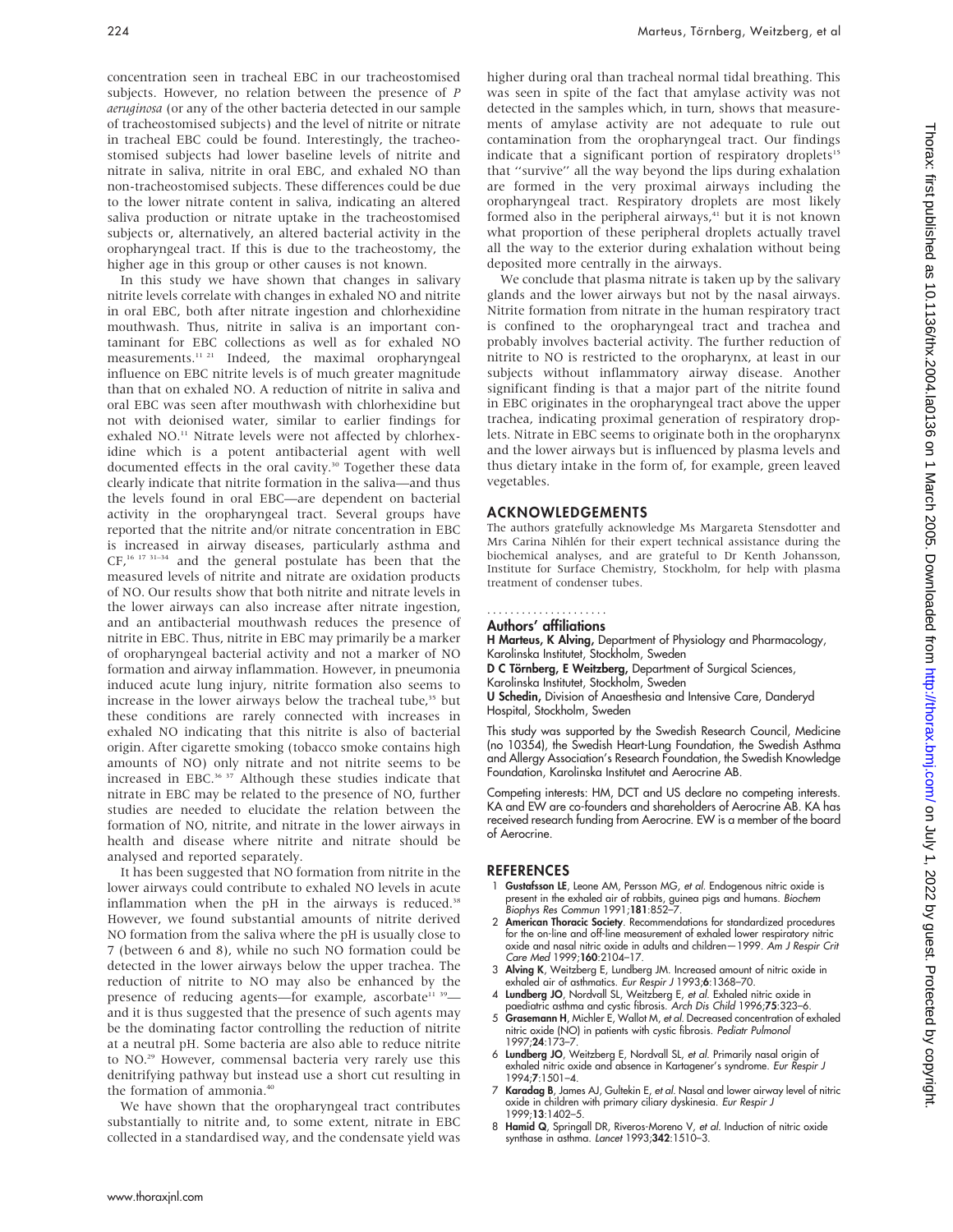concentration seen in tracheal EBC in our tracheostomised subjects. However, no relation between the presence of *P aeruginosa* (or any of the other bacteria detected in our sample of tracheostomised subjects) and the level of nitrite or nitrate in tracheal EBC could be found. Interestingly, the tracheostomised subjects had lower baseline levels of nitrite and nitrate in saliva, nitrite in oral EBC, and exhaled NO than non-tracheostomised subjects. These differences could be due to the lower nitrate content in saliva, indicating an altered saliva production or nitrate uptake in the tracheostomised subjects or, alternatively, an altered bacterial activity in the oropharyngeal tract. If this is due to the tracheostomy, the higher age in this group or other causes is not known.

In this study we have shown that changes in salivary nitrite levels correlate with changes in exhaled NO and nitrite in oral EBC, both after nitrate ingestion and chlorhexidine mouthwash. Thus, nitrite in saliva is an important contaminant for EBC collections as well as for exhaled NO measurements.[11 21] Indeed, the maximal oropharyngeal influence on EBC nitrite levels is of much greater magnitude than that on exhaled NO. A reduction of nitrite in saliva and oral EBC was seen after mouthwash with chlorhexidine but not with deionised water, similar to earlier findings for exhaled NO.[11] Nitrate levels were not affected by chlorhexidine which is a potent antibacterial agent with well documented effects in the oral cavity.[30] Together these data clearly indicate that nitrite formation in the saliva—and thus the levels found in oral EBC—are dependent on bacterial activity in the oropharyngeal tract. Several groups have reported that the nitrite and/or nitrate concentration in EBC is increased in airway diseases, particularly asthma and CF,[16 17 31–34] and the general postulate has been that the measured levels of nitrite and nitrate are oxidation products of NO. Our results show that both nitrite and nitrate levels in the lower airways can also increase after nitrate ingestion, and an antibacterial mouthwash reduces the presence of nitrite in EBC. Thus, nitrite in EBC may primarily be a marker of oropharyngeal bacterial activity and not a marker of NO formation and airway inflammation. However, in pneumonia induced acute lung injury, nitrite formation also seems to increase in the lower airways below the tracheal tube,[35] but these conditions are rarely connected with increases in exhaled NO indicating that this nitrite is also of bacterial origin. After cigarette smoking (tobacco smoke contains high amounts of NO) only nitrate and not nitrite seems to be increased in EBC.[36 37] Although these studies indicate that nitrate in EBC may be related to the presence of NO, further studies are needed to elucidate the relation between the formation of NO, nitrite, and nitrate in the lower airways in health and disease where nitrite and nitrate should be analysed and reported separately.

It has been suggested that NO formation from nitrite in the lower airways could contribute to exhaled NO levels in acute inflammation when the pH in the airways is reduced.[38] However, we found substantial amounts of nitrite derived NO formation from the saliva where the pH is usually close to 7 (between 6 and 8), while no such NO formation could be detected in the lower airways below the upper trachea. The reduction of nitrite to NO may also be enhanced by the presence of reducing agents—for example, ascorbate[11 39]—and it is thus suggested that the presence of such agents may be the dominating factor controlling the reduction of nitrite at a neutral pH. Some bacteria are also able to reduce nitrite to NO.[29] However, commensal bacteria very rarely use this denitrifying pathway but instead use a short cut resulting in the formation of ammonia.[40]

We have shown that the oropharyngeal tract contributes substantially to nitrite and, to some extent, nitrate in EBC collected in a standardised way, and the condensate yield was higher during oral than tracheal normal tidal breathing. This was seen in spite of the fact that amylase activity was not detected in the samples which, in turn, shows that measurements of amylase activity are not adequate to rule out contamination from the oropharyngeal tract. Our findings indicate that a significant portion of respiratory droplets[15] that "survive" all the way beyond the lips during exhalation are formed in the very proximal airways including the oropharyngeal tract. Respiratory droplets are most likely formed also in the peripheral airways,[41] but it is not known what proportion of these peripheral droplets actually travel all the way to the exterior during exhalation without being deposited more centrally in the airways.

We conclude that plasma nitrate is taken up by the salivary glands and the lower airways but not by the nasal airways. Nitrite formation from nitrate in the human respiratory tract is confined to the oropharyngeal tract and trachea and probably involves bacterial activity. The further reduction of nitrite to NO is restricted to the oropharynx, at least in our subjects without inflammatory airway disease. Another significant finding is that a major part of the nitrite found in EBC originates in the oropharyngeal tract above the upper trachea, indicating proximal generation of respiratory droplets. Nitrate in EBC seems to originate both in the oropharynx and the lower airways but is influenced by plasma levels and thus dietary intake in the form of, for example, green leaved vegetables.

## ACKNOWLEDGEMENTS

The authors gratefully acknowledge Ms Margareta Stensdotter and Mrs Carina Nihlén for their expert technical assistance during the biochemical analyses, and are grateful to Dr Kenth Johansson, Institute for Surface Chemistry, Stockholm, for help with plasma treatment of condenser tubes.

### Authors' affiliations

**H Marteus, K Alving,** Department of Physiology and Pharmacology, Karolinska Institutet, Stockholm, Sweden
**D C Törnberg, E Weitzberg,** Department of Surgical Sciences, Karolinska Institutet, Stockholm, Sweden
**U Schedin,** Division of Anaesthesia and Intensive Care, Danderyd Hospital, Stockholm, Sweden

This study was supported by the Swedish Research Council, Medicine (no 10354), the Swedish Heart-Lung Foundation, the Swedish Asthma and Allergy Association's Research Foundation, the Swedish Knowledge Foundation, Karolinska Institutet and Aerocrine AB.

Competing interests: HM, DCT and US declare no competing interests. KA and EW are co-founders and shareholders of Aerocrine AB. KA has received research funding from Aerocrine. EW is a member of the board of Aerocrine.

## REFERENCES

1. **Gustafsson LE**, Leone AM, Persson MG, *et al.* Endogenous nitric oxide is present in the exhaled air of rabbits, guinea pigs and humans. *Biochem Biophys Res Commun* 1991;**181**:852–7.
2. **American Thoracic Society**. Recommendations for standardized procedures for the on-line and off-line measurement of exhaled lower respiratory nitric oxide and nasal nitric oxide in adults and children—1999. *Am J Respir Crit Care Med* 1999;**160**:2104–17.
3. **Alving K**, Weitzberg E, Lundberg JM. Increased amount of nitric oxide in exhaled air of asthmatics. *Eur Respir J* 1993;**6**:1368–70.
4. **Lundberg JO**, Nordvall SL, Weitzberg E, *et al.* Exhaled nitric oxide in paediatric asthma and cystic fibrosis. *Arch Dis Child* 1996;**75**:323–6.
5. **Grasemann H**, Michler E, Wallot M, *et al.* Decreased concentration of exhaled nitric oxide (NO) in patients with cystic fibrosis. *Pediatr Pulmonol* 1997;**24**:173–7.
6. **Lundberg JO**, Weitzberg E, Nordvall SL, *et al.* Primarily nasal origin of exhaled nitric oxide and absence in Kartagener's syndrome. *Eur Respir J* 1994;**7**:1501–4.
7. **Karadag B**, James AJ, Gultekin E, *et al.* Nasal and lower airway level of nitric oxide in children with primary ciliary dyskinesia. *Eur Respir J* 1999;**13**:1402–5.
8. **Hamid Q**, Springall DR, Riveros-Moreno V, *et al.* Induction of nitric oxide synthase in asthma. *Lancet* 1993;**342**:1510–3.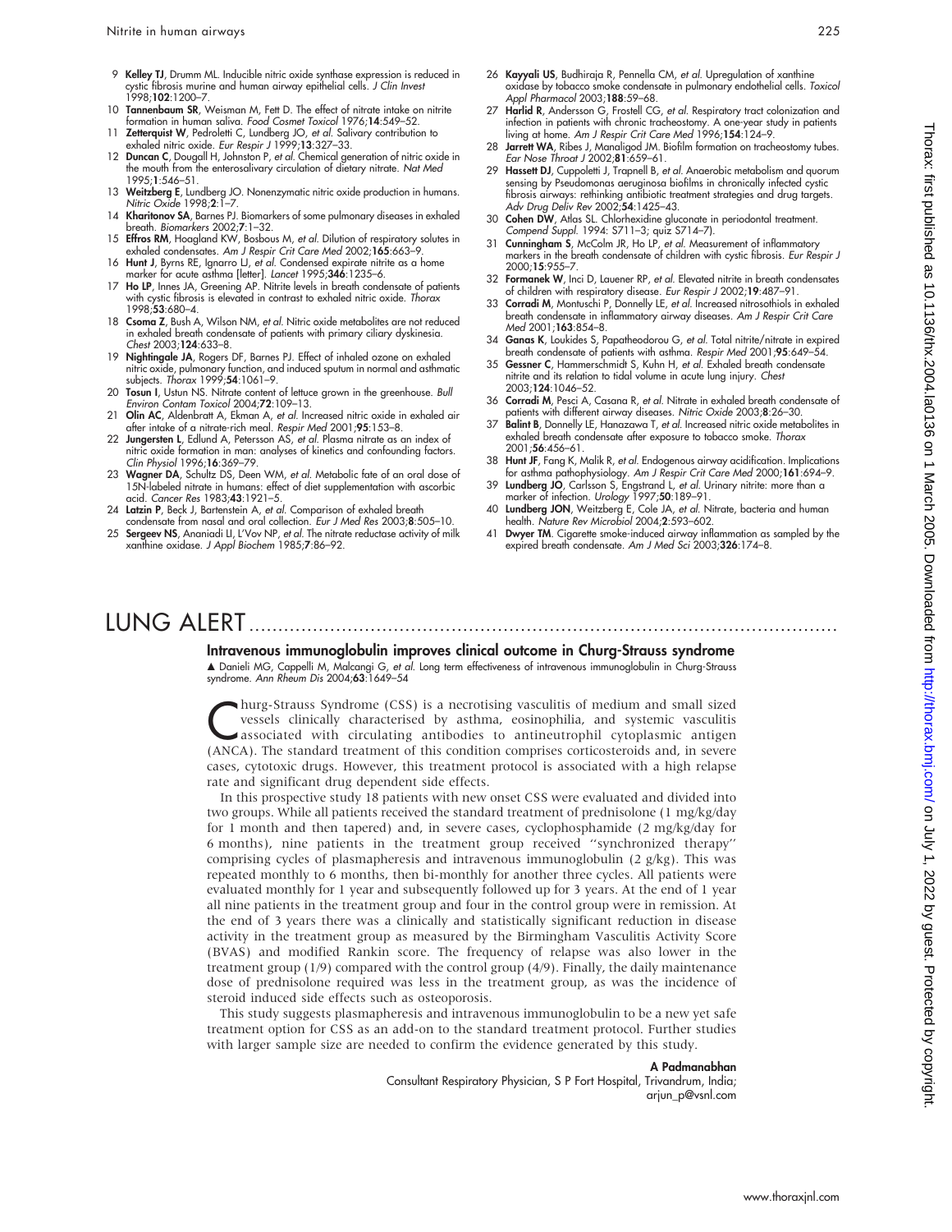9 **Kelley TJ**, Drumm ML. Inducible nitric oxide synthase expression is reduced in cystic fibrosis murine and human airway epithelial cells. *J Clin Invest* 1998;**102**:1200–7.

10 **Tannenbaum SR**, Weisman M, Fett D. The effect of nitrate intake on nitrite formation in human saliva. *Food Cosmet Toxicol* 1976;**14**:549–52.

11 **Zetterquist W**, Pedroletti C, Lundberg JO, *et al*. Salivary contribution to exhaled nitric oxide. *Eur Respir J* 1999;**13**:327–33.

12 **Duncan C**, Dougall H, Johnston P, *et al*. Chemical generation of nitric oxide in the mouth from the enterosalivary circulation of dietary nitrate. *Nat Med* 1995;**1**:546–51.

13 **Weitzberg E**, Lundberg JO. Nonenzymatic nitric oxide production in humans. *Nitric Oxide* 1998;**2**:1–7.

14 **Kharitonov SA**, Barnes PJ. Biomarkers of some pulmonary diseases in exhaled breath. *Biomarkers* 2002;**7**:1–32.

15 **Effros RM**, Hoagland KW, Bosbous M, *et al*. Dilution of respiratory solutes in exhaled condensates. *Am J Respir Crit Care Med* 2002;**165**:663–9.

16 **Hunt J**, Byrns RE, Ignarro LJ, *et al*. Condensed expirate nitrite as a home marker for acute asthma [letter]. *Lancet* 1995;**346**:1235–6.

17 **Ho LP**, Innes JA, Greening AP. Nitrite levels in breath condensate of patients with cystic fibrosis is elevated in contrast to exhaled nitric oxide. *Thorax* 1998;**53**:680–4.

18 **Csoma Z**, Bush A, Wilson NM, *et al*. Nitric oxide metabolites are not reduced in exhaled breath condensate of patients with primary ciliary dyskinesia. *Chest* 2003;**124**:633–8.

19 **Nightingale JA**, Rogers DF, Barnes PJ. Effect of inhaled ozone on exhaled nitric oxide, pulmonary function, and induced sputum in normal and asthmatic subjects. *Thorax* 1999;**54**:1061–9.

20 **Tosun I**, Ustun NS. Nitrate content of lettuce grown in the greenhouse. *Bull Environ Contam Toxicol* 2004;**72**:109–13.

21 **Olin AC**, Aldenbratt A, Ekman A, *et al*. Increased nitric oxide in exhaled air after intake of a nitrate-rich meal. *Respir Med* 2001;**95**:153–8.

22 **Jungersten L**, Edlund A, Petersson AS, *et al*. Plasma nitrate as an index of nitric oxide formation in man: analyses of kinetics and confounding factors. *Clin Physiol* 1996;**16**:369–79.

23 **Wagner DA**, Schultz DS, Deen WM, *et al*. Metabolic fate of an oral dose of 15N-labeled nitrate in humans: effect of diet supplementation with ascorbic acid. *Cancer Res* 1983;**43**:1921–5.

24 **Latzin P**, Beck J, Bartenstein A, *et al*. Comparison of exhaled breath condensate from nasal and oral collection. *Eur J Med Res* 2003;**8**:505–10.

25 **Sergeev NS**, Ananiadi LI, L'Vov NP, *et al*. The nitrate reductase activity of milk xanthine oxidase. *J Appl Biochem* 1985;**7**:86–92.

26 **Kayyali US**, Budhiraja R, Pennella CM, *et al*. Upregulation of xanthine oxidase by tobacco smoke condensate in pulmonary endothelial cells. *Toxicol Appl Pharmacol* 2003;**188**:59–68.

27 **Harlid R**, Andersson G, Frostell CG, *et al*. Respiratory tract colonization and infection in patients with chronic tracheostomy. A one-year study in patients living at home. *Am J Respir Crit Care Med* 1996;**154**:124–9.

28 **Jarrett WA**, Ribes J, Manaligod JM. Biofilm formation on tracheostomy tubes. *Ear Nose Throat J* 2002;**81**:659–61.

29 **Hassett DJ**, Cuppoletti J, Trapnell B, *et al*. Anaerobic metabolism and quorum sensing by Pseudomonas aeruginosa biofilms in chronically infected cystic fibrosis airways: rethinking antibiotic treatment strategies and drug targets. *Adv Drug Deliv Rev* 2002;**54**:1425–43.

30 **Cohen DW**, Atlas SL. Chlorhexidine gluconate in periodontal treatment. *Compend Suppl.* 1994: S711–3; quiz S714–7).

31 **Cunningham S**, McColm JR, Ho LP, *et al*. Measurement of inflammatory markers in the breath condensate of children with cystic fibrosis. *Eur Respir J* 2000;**15**:955–7.

32 **Formanek W**, Inci D, Lauener RP, *et al*. Elevated nitrite in breath condensates of children with respiratory disease. *Eur Respir J* 2002;**19**:487–91.

33 **Corradi M**, Montuschi P, Donnelly LE, *et al*. Increased nitrosothiols in exhaled breath condensate in inflammatory airway diseases. *Am J Respir Crit Care Med* 2001;**163**:854–8.

34 **Ganas K**, Loukides S, Papatheodorou G, *et al*. Total nitrite/nitrate in expired breath condensate of patients with asthma. *Respir Med* 2001;**95**:649–54.

35 **Gessner C**, Hammerschmidt S, Kuhn H, *et al*. Exhaled breath condensate nitrite and its relation to tidal volume in acute lung injury. *Chest* 2003;**124**:1046–52.

36 **Corradi M**, Pesci A, Casana R, *et al*. Nitrate in exhaled breath condensate of patients with different airway diseases. *Nitric Oxide* 2003;**8**:26–30.

37 **Balint B**, Donnelly LE, Hanazawa T, *et al*. Increased nitric oxide metabolites in exhaled breath condensate after exposure to tobacco smoke. *Thorax* 2001;**56**:456–61.

38 **Hunt JF**, Fang K, Malik R, *et al*. Endogenous airway acidification. Implications for asthma pathophysiology. *Am J Respir Crit Care Med* 2000;**161**:694–9.

39 **Lundberg JO**, Carlsson S, Engstrand L, *et al*. Urinary nitrite: more than a marker of infection. *Urology* 1997;**50**:189–91.

40 **Lundberg JON**, Weitzberg E, Cole JA, *et al*. Nitrate, bacteria and human health. *Nature Rev Microbiol* 2004;**2**:593–602.

41 **Dwyer TM**. Cigarette smoke-induced airway inflammation as sampled by the expired breath condensate. *Am J Med Sci* 2003;**326**:174–8.

# LUNG ALERT

### Intravenous immunoglobulin improves clinical outcome in Churg-Strauss syndrome

▲ Danieli MG, Cappelli M, Malcangi G, *et al*. Long term effectiveness of intravenous immunoglobulin in Churg-Strauss syndrome. *Ann Rheum Dis* 2004;**63**:1649–54

Churg-Strauss Syndrome (CSS) is a necrotising vasculitis of medium and small sized vessels clinically characterised by asthma, eosinophilia, and systemic vasculitis associated with circulating antibodies to antineutrophil cytoplasmic antigen (ANCA). The standard treatment of this condition comprises corticosteroids and, in severe cases, cytotoxic drugs. However, this treatment protocol is associated with a high relapse rate and significant drug dependent side effects.

In this prospective study 18 patients with new onset CSS were evaluated and divided into two groups. While all patients received the standard treatment of prednisolone (1 mg/kg/day for 1 month and then tapered) and, in severe cases, cyclophosphamide (2 mg/kg/day for 6 months), nine patients in the treatment group received ''synchronized therapy'' comprising cycles of plasmapheresis and intravenous immunoglobulin (2 g/kg). This was repeated monthly to 6 months, then bi-monthly for another three cycles. All patients were evaluated monthly for 1 year and subsequently followed up for 3 years. At the end of 1 year all nine patients in the treatment group and four in the control group were in remission. At the end of 3 years there was a clinically and statistically significant reduction in disease activity in the treatment group as measured by the Birmingham Vasculitis Activity Score (BVAS) and modified Rankin score. The frequency of relapse was also lower in the treatment group (1/9) compared with the control group (4/9). Finally, the daily maintenance dose of prednisolone required was less in the treatment group, as was the incidence of steroid induced side effects such as osteoporosis.

This study suggests plasmapheresis and intravenous immunoglobulin to be a new yet safe treatment option for CSS as an add-on to the standard treatment protocol. Further studies with larger sample size are needed to confirm the evidence generated by this study.

**A Padmanabhan**
Consultant Respiratory Physician, S P Fort Hospital, Trivandrum, India;
arjun_p@vsnl.com